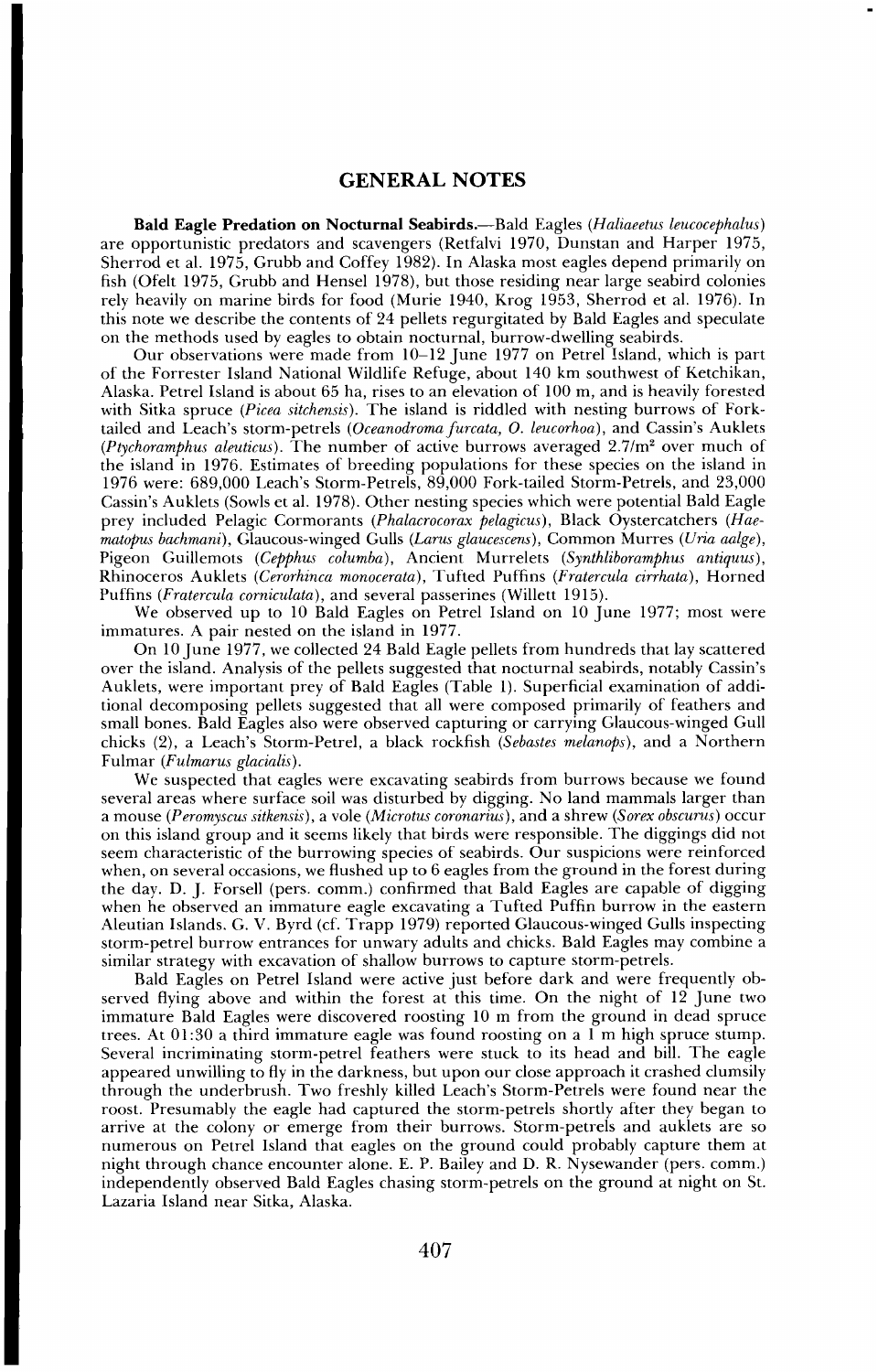## GENERAL NOTES

**Bald Eagle Predation on Nocturnal Seabirds.**—Bald Eagles (*Haliaeetus leucocephalus*) are opportunistic predators and scavengers (Retfalvi 1970, Dunstan and Harper 1975, Sherrod et al. 1975, Grubb and Coffey 1982). In Alaska most eagles depend primarily on fish (Ofelt 1975, Grubb and Hensel 1978), but those residing near large seabird colonies rely heavily on marine birds for food (Murie 1940, Krog 1953, Sherrod et al. 1976). In this note we describe the contents of 24 pellets regurgitated by Bald Eagles and speculate on the methods used by eagles to obtain nocturnal, burrow-dwelling seabirds.

Our observations were made from 10–12 June 1977 on Petrel Island, which is part of the Forrester Island National Wildlife Refuge, about 140 km southwest of Ketchikan, Alaska. Petrel Island is about 65 ha, rises to an elevation of 100 m, and is heavily forested with Sitka spruce (*Picea sitchensis*). The island is riddled with nesting burrows of Fork-tailed and Leach's storm-petrels (*Oceanodroma furcata, O. leucorhoa*), and Cassin's Auklets (*Ptychoramphus aleuticus*). The number of active burrows averaged 2.7/m$^2$ over much of the island in 1976. Estimates of breeding populations for these species on the island in 1976 were: 689,000 Leach's Storm-Petrels, 89,000 Fork-tailed Storm-Petrels, and 23,000 Cassin's Auklets (Sowls et al. 1978). Other nesting species which were potential Bald Eagle prey included Pelagic Cormorants (*Phalacrocorax pelagicus*), Black Oystercatchers (*Haematopus bachmani*), Glaucous-winged Gulls (*Larus glaucescens*), Common Murres (*Uria aalge*), Pigeon Guillemots (*Cepphus columba*), Ancient Murrelets (*Synthliboramphus antiquus*), Rhinoceros Auklets (*Cerorhinca monocerata*), Tufted Puffins (*Fratercula cirrhata*), Horned Puffins (*Fratercula corniculata*), and several passerines (Willett 1915).

We observed up to 10 Bald Eagles on Petrel Island on 10 June 1977; most were immatures. A pair nested on the island in 1977.

On 10 June 1977, we collected 24 Bald Eagle pellets from hundreds that lay scattered over the island. Analysis of the pellets suggested that nocturnal seabirds, notably Cassin's Auklets, were important prey of Bald Eagles (Table 1). Superficial examination of additional decomposing pellets suggested that all were composed primarily of feathers and small bones. Bald Eagles also were observed capturing or carrying Glaucous-winged Gull chicks (2), a Leach's Storm-Petrel, a black rockfish (*Sebastes melanops*), and a Northern Fulmar (*Fulmarus glacialis*).

We suspected that eagles were excavating seabirds from burrows because we found several areas where surface soil was disturbed by digging. No land mammals larger than a mouse (*Peromyscus sitkensis*), a vole (*Microtus coronarius*), and a shrew (*Sorex obscurus*) occur on this island group and it seems likely that birds were responsible. The diggings did not seem characteristic of the burrowing species of seabirds. Our suspicions were reinforced when, on several occasions, we flushed up to 6 eagles from the ground in the forest during the day. D. J. Forsell (pers. comm.) confirmed that Bald Eagles are capable of digging when he observed an immature eagle excavating a Tufted Puffin burrow in the eastern Aleutian Islands. G. V. Byrd (cf. Trapp 1979) reported Glaucous-winged Gulls inspecting storm-petrel burrow entrances for unwary adults and chicks. Bald Eagles may combine a similar strategy with excavation of shallow burrows to capture storm-petrels.

Bald Eagles on Petrel Island were active just before dark and were frequently observed flying above and within the forest at this time. On the night of 12 June two immature Bald Eagles were discovered roosting 10 m from the ground in dead spruce trees. At 01:30 a third immature eagle was found roosting on a 1 m high spruce stump. Several incriminating storm-petrel feathers were stuck to its head and bill. The eagle appeared unwilling to fly in the darkness, but upon our close approach it crashed clumsily through the underbrush. Two freshly killed Leach's Storm-Petrels were found near the roost. Presumably the eagle had captured the storm-petrels shortly after they began to arrive at the colony or emerge from their burrows. Storm-petrels and auklets are so numerous on Petrel Island that eagles on the ground could probably capture them at night through chance encounter alone. E. P. Bailey and D. R. Nysewander (pers. comm.) independently observed Bald Eagles chasing storm-petrels on the ground at night on St. Lazaria Island near Sitka, Alaska.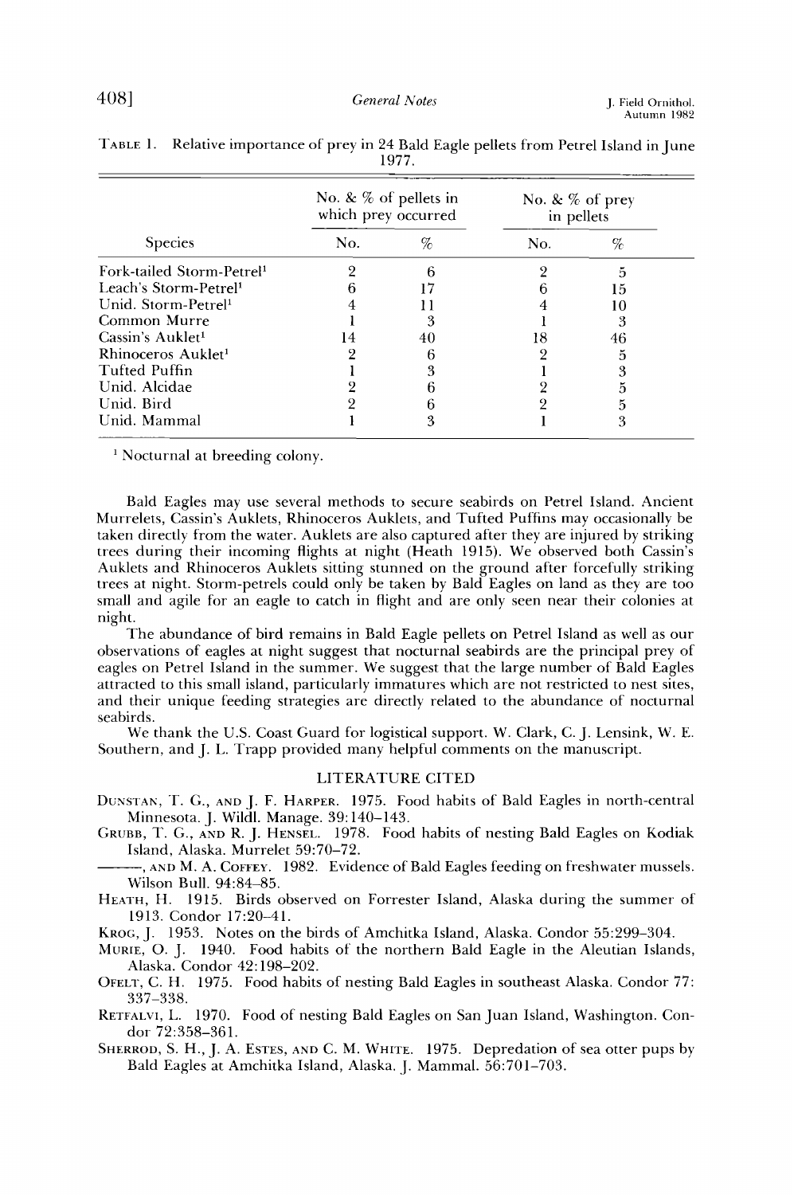TABLE 1. Relative importance of prey in 24 Bald Eagle pellets from Petrel Island in June 1977.

| Species | No. & % of pellets in which prey occurred | | No. & % of prey in pellets | |
|---|---|---|---|---|
| | No. | % | No. | % |
| Fork-tailed Storm-Petrel[1] | 2 | 6 | 2 | 5 |
| Leach's Storm-Petrel[1] | 6 | 17 | 6 | 15 |
| Unid. Storm-Petrel[1] | 4 | 11 | 4 | 10 |
| Common Murre | 1 | 3 | 1 | 3 |
| Cassin's Auklet[1] | 14 | 40 | 18 | 46 |
| Rhinoceros Auklet[1] | 2 | 6 | 2 | 5 |
| Tufted Puffin | 1 | 3 | 1 | 3 |
| Unid. Alcidae | 2 | 6 | 2 | 5 |
| Unid. Bird | 2 | 6 | 2 | 5 |
| Unid. Mammal | 1 | 3 | 1 | 3 |

[1] Nocturnal at breeding colony.

Bald Eagles may use several methods to secure seabirds on Petrel Island. Ancient Murrelets, Cassin's Auklets, Rhinoceros Auklets, and Tufted Puffins may occasionally be taken directly from the water. Auklets are also captured after they are injured by striking trees during their incoming flights at night (Heath 1915). We observed both Cassin's Auklets and Rhinoceros Auklets sitting stunned on the ground after forcefully striking trees at night. Storm-petrels could only be taken by Bald Eagles on land as they are too small and agile for an eagle to catch in flight and are only seen near their colonies at night.

The abundance of bird remains in Bald Eagle pellets on Petrel Island as well as our observations of eagles at night suggest that nocturnal seabirds are the principal prey of eagles on Petrel Island in the summer. We suggest that the large number of Bald Eagles attracted to this small island, particularly immatures which are not restricted to nest sites, and their unique feeding strategies are directly related to the abundance of nocturnal seabirds.

We thank the U.S. Coast Guard for logistical support. W. Clark, C. J. Lensink, W. E. Southern, and J. L. Trapp provided many helpful comments on the manuscript.

## LITERATURE CITED

DUNSTAN, T. G., AND J. F. HARPER. 1975. Food habits of Bald Eagles in north-central Minnesota. J. Wildl. Manage. 39:140–143.

GRUBB, T. G., AND R. J. HENSEL. 1978. Food habits of nesting Bald Eagles on Kodiak Island, Alaska. Murrelet 59:70–72.

———, AND M. A. COFFEY. 1982. Evidence of Bald Eagles feeding on freshwater mussels. Wilson Bull. 94:84–85.

HEATH, H. 1915. Birds observed on Forrester Island, Alaska during the summer of 1913. Condor 17:20–41.

KROG, J. 1953. Notes on the birds of Amchitka Island, Alaska. Condor 55:299–304.

MURIE, O. J. 1940. Food habits of the northern Bald Eagle in the Aleutian Islands, Alaska. Condor 42:198–202.

OFELT, C. H. 1975. Food habits of nesting Bald Eagles in southeast Alaska. Condor 77: 337–338.

RETFALVI, L. 1970. Food of nesting Bald Eagles on San Juan Island, Washington. Condor 72:358–361.

SHERROD, S. H., J. A. ESTES, AND C. M. WHITE. 1975. Depredation of sea otter pups by Bald Eagles at Amchitka Island, Alaska. J. Mammal. 56:701–703.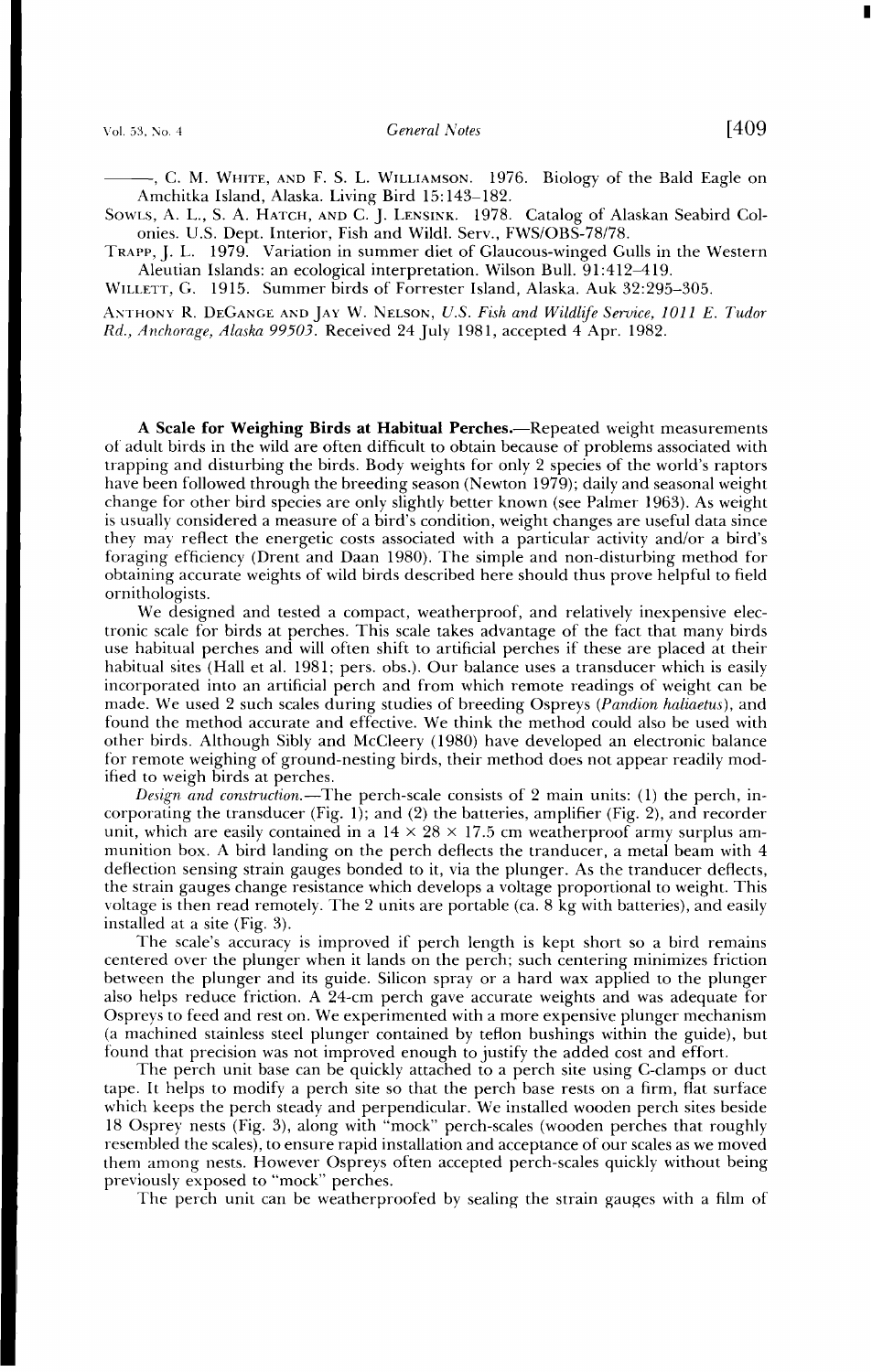———, C. M. White, and F. S. L. Williamson. 1976. Biology of the Bald Eagle on Amchitka Island, Alaska. Living Bird 15:143–182.

Sowls, A. L., S. A. Hatch, and C. J. Lensink. 1978. Catalog of Alaskan Seabird Colonies. U.S. Dept. Interior, Fish and Wildl. Serv., FWS/OBS-78/78.

Trapp, J. L. 1979. Variation in summer diet of Glaucous-winged Gulls in the Western Aleutian Islands: an ecological interpretation. Wilson Bull. 91:412–419.

Willett, G. 1915. Summer birds of Forrester Island, Alaska. Auk 32:295–305.

Anthony R. DeGange and Jay W. Nelson, *U.S. Fish and Wildlife Service, 1011 E. Tudor Rd., Anchorage, Alaska 99503.* Received 24 July 1981, accepted 4 Apr. 1982.

**A Scale for Weighing Birds at Habitual Perches.**—Repeated weight measurements of adult birds in the wild are often difficult to obtain because of problems associated with trapping and disturbing the birds. Body weights for only 2 species of the world's raptors have been followed through the breeding season (Newton 1979); daily and seasonal weight change for other bird species are only slightly better known (see Palmer 1963). As weight is usually considered a measure of a bird's condition, weight changes are useful data since they may reflect the energetic costs associated with a particular activity and/or a bird's foraging efficiency (Drent and Daan 1980). The simple and non-disturbing method for obtaining accurate weights of wild birds described here should thus prove helpful to field ornithologists.

We designed and tested a compact, weatherproof, and relatively inexpensive electronic scale for birds at perches. This scale takes advantage of the fact that many birds use habitual perches and will often shift to artificial perches if these are placed at their habitual sites (Hall et al. 1981; pers. obs.). Our balance uses a transducer which is easily incorporated into an artificial perch and from which remote readings of weight can be made. We used 2 such scales during studies of breeding Ospreys (*Pandion haliaetus*), and found the method accurate and effective. We think the method could also be used with other birds. Although Sibly and McCleery (1980) have developed an electronic balance for remote weighing of ground-nesting birds, their method does not appear readily modified to weigh birds at perches.

*Design and construction.*—The perch-scale consists of 2 main units: (1) the perch, incorporating the transducer (Fig. 1); and (2) the batteries, amplifier (Fig. 2), and recorder unit, which are easily contained in a 14 × 28 × 17.5 cm weatherproof army surplus ammunition box. A bird landing on the perch deflects the tranducer, a metal beam with 4 deflection sensing strain gauges bonded to it, via the plunger. As the tranducer deflects, the strain gauges change resistance which develops a voltage proportional to weight. This voltage is then read remotely. The 2 units are portable (ca. 8 kg with batteries), and easily installed at a site (Fig. 3).

The scale's accuracy is improved if perch length is kept short so a bird remains centered over the plunger when it lands on the perch; such centering minimizes friction between the plunger and its guide. Silicon spray or a hard wax applied to the plunger also helps reduce friction. A 24-cm perch gave accurate weights and was adequate for Ospreys to feed and rest on. We experimented with a more expensive plunger mechanism (a machined stainless steel plunger contained by teflon bushings within the guide), but found that precision was not improved enough to justify the added cost and effort.

The perch unit base can be quickly attached to a perch site using C-clamps or duct tape. It helps to modify a perch site so that the perch base rests on a firm, flat surface which keeps the perch steady and perpendicular. We installed wooden perch sites beside 18 Osprey nests (Fig. 3), along with "mock" perch-scales (wooden perches that roughly resembled the scales), to ensure rapid installation and acceptance of our scales as we moved them among nests. However Ospreys often accepted perch-scales quickly without being previously exposed to "mock" perches.

The perch unit can be weatherproofed by sealing the strain gauges with a film of